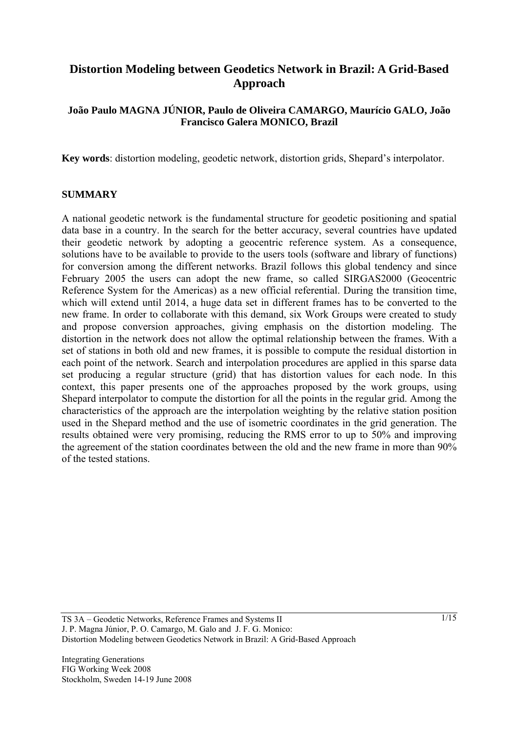# Distortion Modeling between Geodetics Network in Brazil: A Grid-Based Approach

**João Paulo MAGNA JÚNIOR, Paulo de Oliveira CAMARGO, Maurício GALO, João Francisco Galera MONICO, Brazil**

**Key words**: distortion modeling, geodetic network, distortion grids, Shepard's interpolator.

## SUMMARY

A national geodetic network is the fundamental structure for geodetic positioning and spatial data base in a country. In the search for the better accuracy, several countries have updated their geodetic network by adopting a geocentric reference system. As a consequence, solutions have to be available to provide to the users tools (software and library of functions) for conversion among the different networks. Brazil follows this global tendency and since February 2005 the users can adopt the new frame, so called SIRGAS2000 (Geocentric Reference System for the Americas) as a new official referential. During the transition time, which will extend until 2014, a huge data set in different frames has to be converted to the new frame. In order to collaborate with this demand, six Work Groups were created to study and propose conversion approaches, giving emphasis on the distortion modeling. The distortion in the network does not allow the optimal relationship between the frames. With a set of stations in both old and new frames, it is possible to compute the residual distortion in each point of the network. Search and interpolation procedures are applied in this sparse data set producing a regular structure (grid) that has distortion values for each node. In this context, this paper presents one of the approaches proposed by the work groups, using Shepard interpolator to compute the distortion for all the points in the regular grid. Among the characteristics of the approach are the interpolation weighting by the relative station position used in the Shepard method and the use of isometric coordinates in the grid generation. The results obtained were very promising, reducing the RMS error to up to 50% and improving the agreement of the station coordinates between the old and the new frame in more than 90% of the tested stations.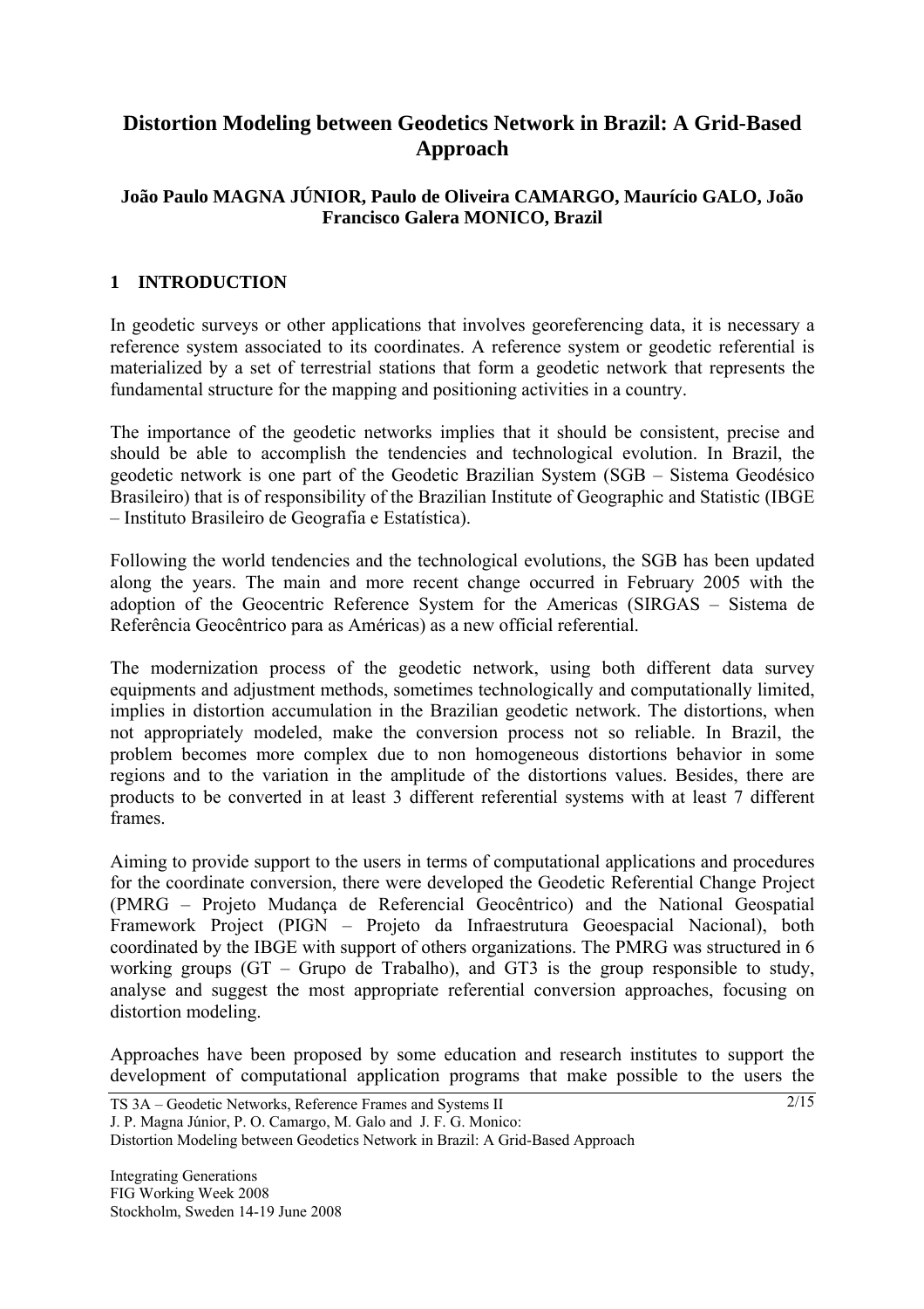# Distortion Modeling between Geodetics Network in Brazil: A Grid-Based Approach

**João Paulo MAGNA JÚNIOR, Paulo de Oliveira CAMARGO, Maurício GALO, João Francisco Galera MONICO, Brazil**

## 1 INTRODUCTION

In geodetic surveys or other applications that involves georeferencing data, it is necessary a reference system associated to its coordinates. A reference system or geodetic referential is materialized by a set of terrestrial stations that form a geodetic network that represents the fundamental structure for the mapping and positioning activities in a country.

The importance of the geodetic networks implies that it should be consistent, precise and should be able to accomplish the tendencies and technological evolution. In Brazil, the geodetic network is one part of the Geodetic Brazilian System (SGB – Sistema Geodésico Brasileiro) that is of responsibility of the Brazilian Institute of Geographic and Statistic (IBGE – Instituto Brasileiro de Geografia e Estatística).

Following the world tendencies and the technological evolutions, the SGB has been updated along the years. The main and more recent change occurred in February 2005 with the adoption of the Geocentric Reference System for the Americas (SIRGAS – Sistema de Referência Geocêntrico para as Américas) as a new official referential.

The modernization process of the geodetic network, using both different data survey equipments and adjustment methods, sometimes technologically and computationally limited, implies in distortion accumulation in the Brazilian geodetic network. The distortions, when not appropriately modeled, make the conversion process not so reliable. In Brazil, the problem becomes more complex due to non homogeneous distortions behavior in some regions and to the variation in the amplitude of the distortions values. Besides, there are products to be converted in at least 3 different referential systems with at least 7 different frames.

Aiming to provide support to the users in terms of computational applications and procedures for the coordinate conversion, there were developed the Geodetic Referential Change Project (PMRG – Projeto Mudança de Referencial Geocêntrico) and the National Geospatial Framework Project (PIGN – Projeto da Infraestrutura Geoespacial Nacional), both coordinated by the IBGE with support of others organizations. The PMRG was structured in 6 working groups (GT – Grupo de Trabalho), and GT3 is the group responsible to study, analyse and suggest the most appropriate referential conversion approaches, focusing on distortion modeling.

Approaches have been proposed by some education and research institutes to support the development of computational application programs that make possible to the users the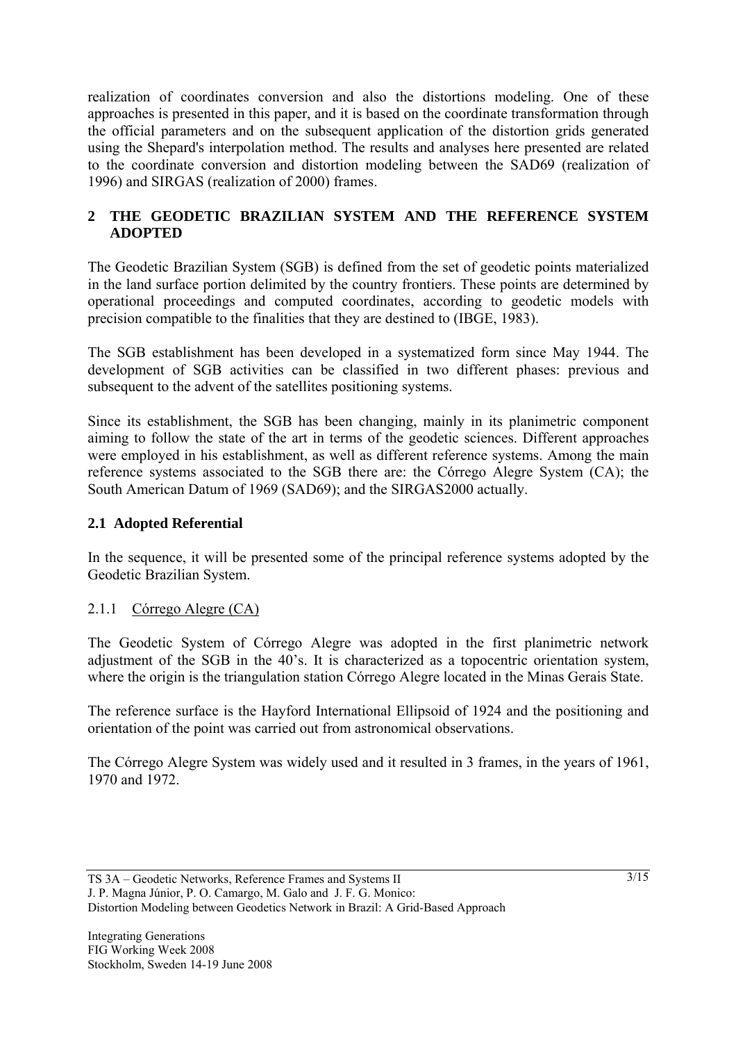realization of coordinates conversion and also the distortions modeling. One of these approaches is presented in this paper, and it is based on the coordinate transformation through the official parameters and on the subsequent application of the distortion grids generated using the Shepard's interpolation method. The results and analyses here presented are related to the coordinate conversion and distortion modeling between the SAD69 (realization of 1996) and SIRGAS (realization of 2000) frames.

## 2 THE GEODETIC BRAZILIAN SYSTEM AND THE REFERENCE SYSTEM ADOPTED

The Geodetic Brazilian System (SGB) is defined from the set of geodetic points materialized in the land surface portion delimited by the country frontiers. These points are determined by operational proceedings and computed coordinates, according to geodetic models with precision compatible to the finalities that they are destined to (IBGE, 1983).

The SGB establishment has been developed in a systematized form since May 1944. The development of SGB activities can be classified in two different phases: previous and subsequent to the advent of the satellites positioning systems.

Since its establishment, the SGB has been changing, mainly in its planimetric component aiming to follow the state of the art in terms of the geodetic sciences. Different approaches were employed in his establishment, as well as different reference systems. Among the main reference systems associated to the SGB there are: the Córrego Alegre System (CA); the South American Datum of 1969 (SAD69); and the SIRGAS2000 actually.

### 2.1 Adopted Referential

In the sequence, it will be presented some of the principal reference systems adopted by the Geodetic Brazilian System.

#### 2.1.1 Córrego Alegre (CA)

The Geodetic System of Córrego Alegre was adopted in the first planimetric network adjustment of the SGB in the 40's. It is characterized as a topocentric orientation system, where the origin is the triangulation station Córrego Alegre located in the Minas Gerais State.

The reference surface is the Hayford International Ellipsoid of 1924 and the positioning and orientation of the point was carried out from astronomical observations.

The Córrego Alegre System was widely used and it resulted in 3 frames, in the years of 1961, 1970 and 1972.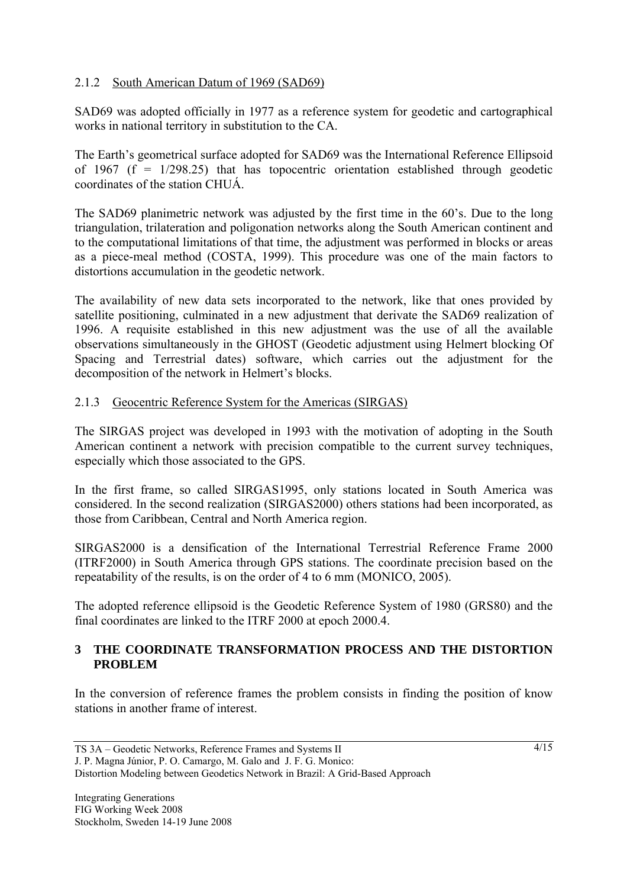### 2.1.2 South American Datum of 1969 (SAD69)

SAD69 was adopted officially in 1977 as a reference system for geodetic and cartographical works in national territory in substitution to the CA.

The Earth's geometrical surface adopted for SAD69 was the International Reference Ellipsoid of 1967 ($f = 1/298.25$) that has topocentric orientation established through geodetic coordinates of the station CHUÁ.

The SAD69 planimetric network was adjusted by the first time in the 60's. Due to the long triangulation, trilateration and poligonation networks along the South American continent and to the computational limitations of that time, the adjustment was performed in blocks or areas as a piece-meal method (COSTA, 1999). This procedure was one of the main factors to distortions accumulation in the geodetic network.

The availability of new data sets incorporated to the network, like that ones provided by satellite positioning, culminated in a new adjustment that derivate the SAD69 realization of 1996. A requisite established in this new adjustment was the use of all the available observations simultaneously in the GHOST (Geodetic adjustment using Helmert blocking Of Spacing and Terrestrial dates) software, which carries out the adjustment for the decomposition of the network in Helmert's blocks.

### 2.1.3 Geocentric Reference System for the Americas (SIRGAS)

The SIRGAS project was developed in 1993 with the motivation of adopting in the South American continent a network with precision compatible to the current survey techniques, especially which those associated to the GPS.

In the first frame, so called SIRGAS1995, only stations located in South America was considered. In the second realization (SIRGAS2000) others stations had been incorporated, as those from Caribbean, Central and North America region.

SIRGAS2000 is a densification of the International Terrestrial Reference Frame 2000 (ITRF2000) in South America through GPS stations. The coordinate precision based on the repeatability of the results, is on the order of 4 to 6 mm (MONICO, 2005).

The adopted reference ellipsoid is the Geodetic Reference System of 1980 (GRS80) and the final coordinates are linked to the ITRF 2000 at epoch 2000.4.

## 3 THE COORDINATE TRANSFORMATION PROCESS AND THE DISTORTION PROBLEM

In the conversion of reference frames the problem consists in finding the position of know stations in another frame of interest.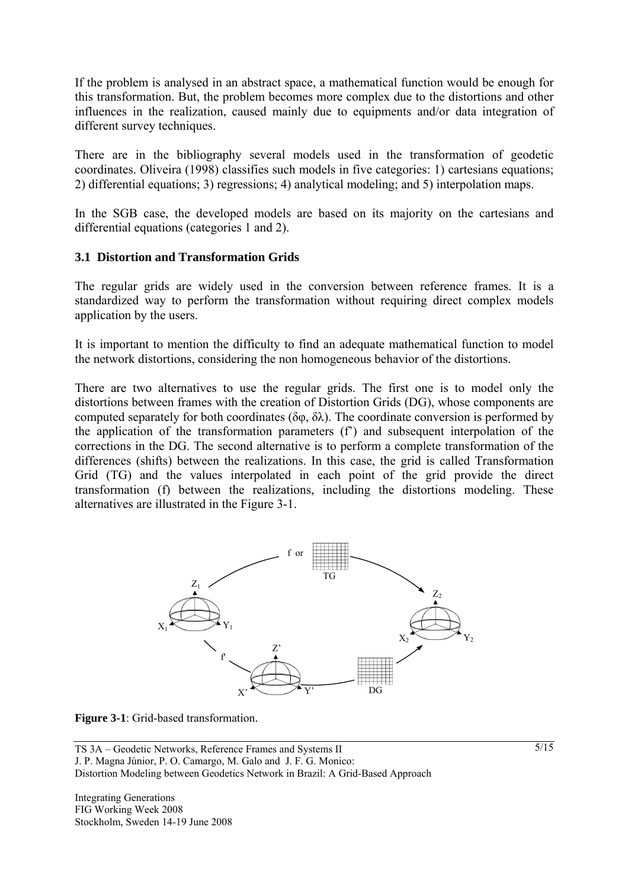If the problem is analysed in an abstract space, a mathematical function would be enough for this transformation. But, the problem becomes more complex due to the distortions and other influences in the realization, caused mainly due to equipments and/or data integration of different survey techniques.

There are in the bibliography several models used in the transformation of geodetic coordinates. Oliveira (1998) classifies such models in five categories: 1) cartesians equations; 2) differential equations; 3) regressions; 4) analytical modeling; and 5) interpolation maps.

In the SGB case, the developed models are based on its majority on the cartesians and differential equations (categories 1 and 2).

### 3.1 Distortion and Transformation Grids

The regular grids are widely used in the conversion between reference frames. It is a standardized way to perform the transformation without requiring direct complex models application by the users.

It is important to mention the difficulty to find an adequate mathematical function to model the network distortions, considering the non homogeneous behavior of the distortions.

There are two alternatives to use the regular grids. The first one is to model only the distortions between frames with the creation of Distortion Grids (DG), whose components are computed separately for both coordinates ($\delta\varphi$, $\delta\lambda$). The coordinate conversion is performed by the application of the transformation parameters (f') and subsequent interpolation of the corrections in the DG. The second alternative is to perform a complete transformation of the differences (shifts) between the realizations. In this case, the grid is called Transformation Grid (TG) and the values interpolated in each point of the grid provide the direct transformation (f) between the realizations, including the distortions modeling. These alternatives are illustrated in the Figure 3-1.

**Figure 3-1**: Grid-based transformation.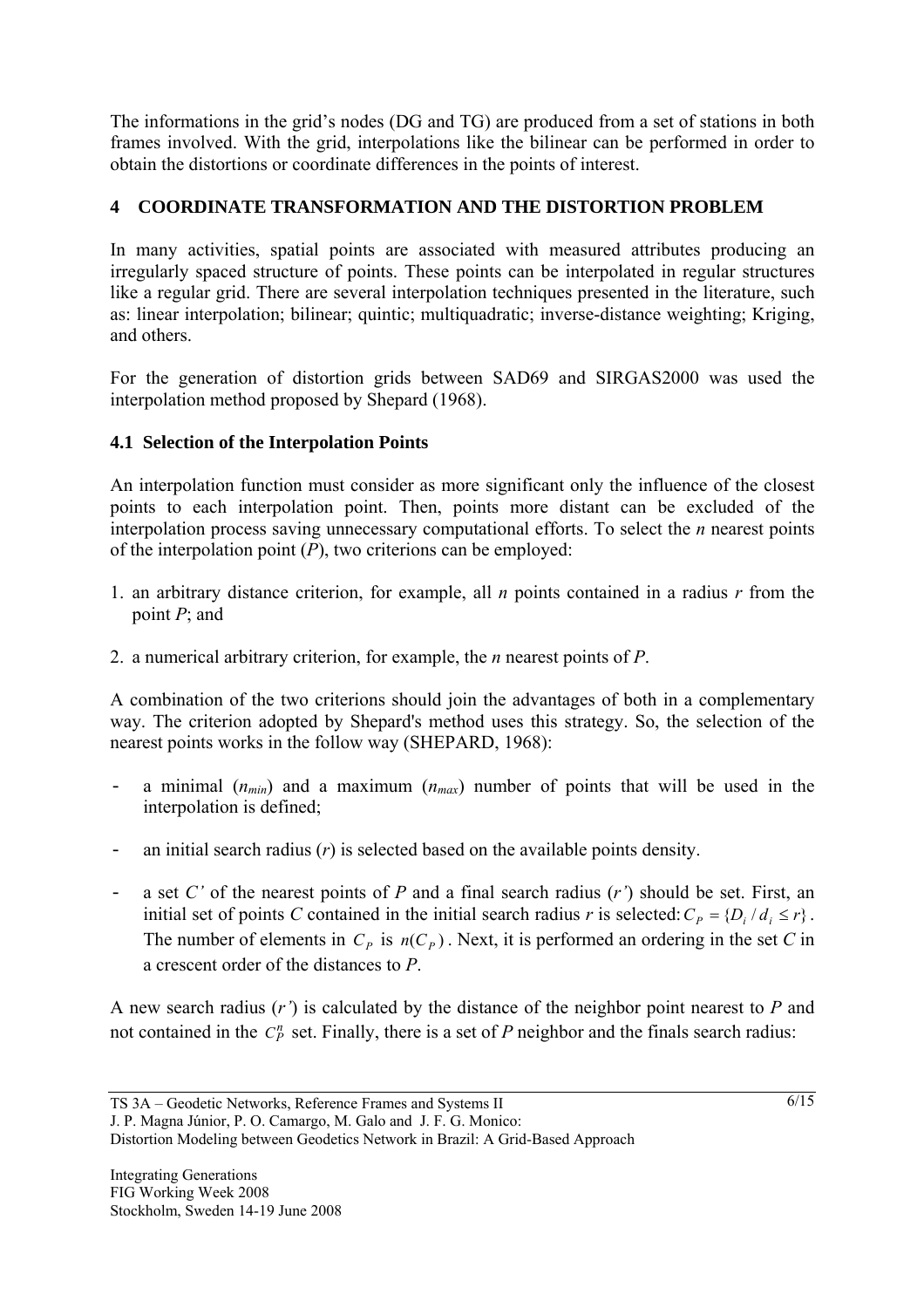The informations in the grid's nodes (DG and TG) are produced from a set of stations in both frames involved. With the grid, interpolations like the bilinear can be performed in order to obtain the distortions or coordinate differences in the points of interest.

## 4 COORDINATE TRANSFORMATION AND THE DISTORTION PROBLEM

In many activities, spatial points are associated with measured attributes producing an irregularly spaced structure of points. These points can be interpolated in regular structures like a regular grid. There are several interpolation techniques presented in the literature, such as: linear interpolation; bilinear; quintic; multiquadratic; inverse-distance weighting; Kriging, and others.

For the generation of distortion grids between SAD69 and SIRGAS2000 was used the interpolation method proposed by Shepard (1968).

### 4.1 Selection of the Interpolation Points

An interpolation function must consider as more significant only the influence of the closest points to each interpolation point. Then, points more distant can be excluded of the interpolation process saving unnecessary computational efforts. To select the *n* nearest points of the interpolation point (*P*), two criterions can be employed:

1. an arbitrary distance criterion, for example, all *n* points contained in a radius *r* from the point *P*; and
2. a numerical arbitrary criterion, for example, the *n* nearest points of *P*.

A combination of the two criterions should join the advantages of both in a complementary way. The criterion adopted by Shepard's method uses this strategy. So, the selection of the nearest points works in the follow way (SHEPARD, 1968):

- a minimal ($n_{min}$) and a maximum ($n_{max}$) number of points that will be used in the interpolation is defined;
- an initial search radius (*r*) is selected based on the available points density.
- a set *C'* of the nearest points of *P* and a final search radius (*r'*) should be set. First, an initial set of points *C* contained in the initial search radius *r* is selected: $C_P = \{D_i / d_i \leq r\}$. The number of elements in $C_P$ is $n(C_P)$. Next, it is performed an ordering in the set *C* in a crescent order of the distances to *P*.

A new search radius (*r'*) is calculated by the distance of the neighbor point nearest to *P* and not contained in the $C_P^n$ set. Finally, there is a set of *P* neighbor and the finals search radius: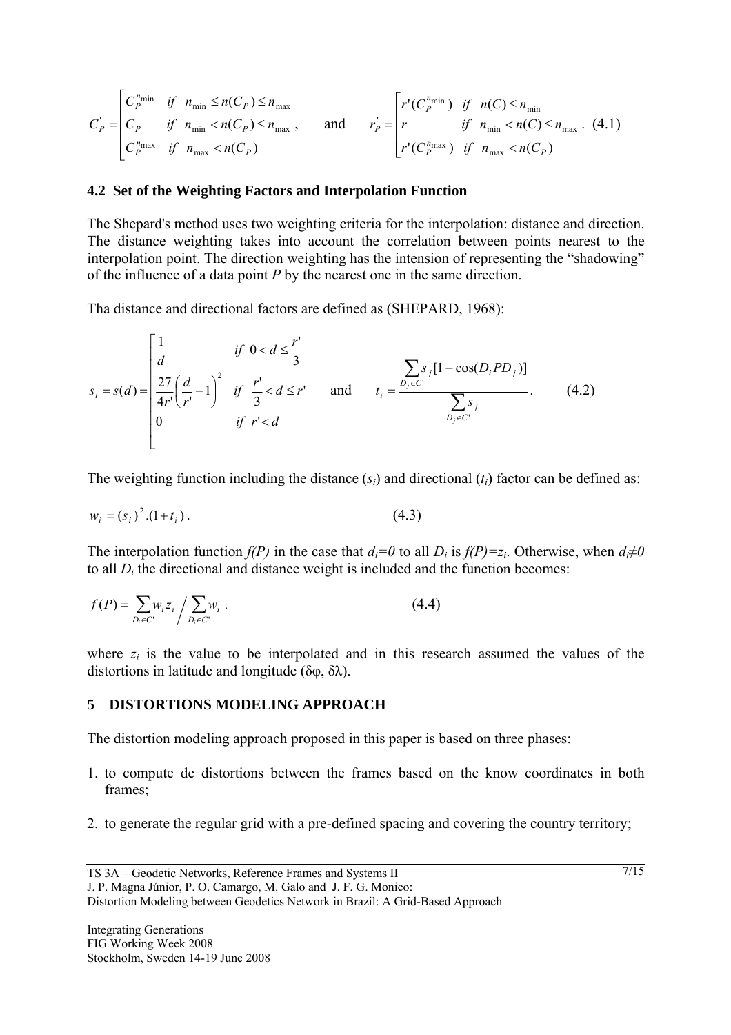$$C_P^{'} = \begin{bmatrix} C_P^{n_{\min}} & if \quad n_{\min} \leq n(C_P) \leq n_{\max} \\ C_P & if \quad n_{\min} < n(C_P) \leq n_{\max} \\ C_P^{n_{\max}} & if \quad n_{\max} < n(C_P) \end{bmatrix}, \quad \text{and} \quad r_P^{'} = \begin{bmatrix} r'(C_P^{n_{\min}}) & if \quad n(C) \leq n_{\min} \\ r & if \quad n_{\min} < n(C) \leq n_{\max} \\ r'(C_P^{n_{\max}}) & if \quad n_{\max} < n(C_P) \end{bmatrix}. \quad (4.1)$$

## 4.2 Set of the Weighting Factors and Interpolation Function

The Shepard's method uses two weighting criteria for the interpolation: distance and direction. The distance weighting takes into account the correlation between points nearest to the interpolation point. The direction weighting has the intension of representing the "shadowing" of the influence of a data point *P* by the nearest one in the same direction.

Tha distance and directional factors are defined as (SHEPARD, 1968):

$$s_i = s(d) = \begin{bmatrix} \dfrac{1}{d} & if \quad 0 < d \leq \dfrac{r'}{3} \\ \dfrac{27}{4r'}\left(\dfrac{d}{r'} - 1\right)^2 & if \quad \dfrac{r'}{3} < d \leq r' \\ 0 & if \quad r' < d \end{bmatrix} \quad \text{and} \quad t_i = \frac{\sum_{D_j \in C'} s_j [1 - \cos(D_i P D_j)]}{\sum_{D_j \in C'} s_j}. \quad (4.2)$$

The weighting function including the distance ($s_i$) and directional ($t_i$) factor can be defined as:

$$w_i = (s_i)^2 . (1 + t_i). \quad (4.3)$$

The interpolation function *f(P)* in the case that $d_i = 0$ to all $D_i$ is $f(P) = z_i$. Otherwise, when $d_i \neq 0$ to all $D_i$ the directional and distance weight is included and the function becomes:

$$f(P) = \sum_{D_i \in C'} w_i z_i \Big/ \sum_{D_i \in C'} w_i . \quad (4.4)$$

where $z_i$ is the value to be interpolated and in this research assumed the values of the distortions in latitude and longitude ($\delta\varphi$, $\delta\lambda$).

# 5 DISTORTIONS MODELING APPROACH

The distortion modeling approach proposed in this paper is based on three phases:

1. to compute de distortions between the frames based on the know coordinates in both frames;
2. to generate the regular grid with a pre-defined spacing and covering the country territory;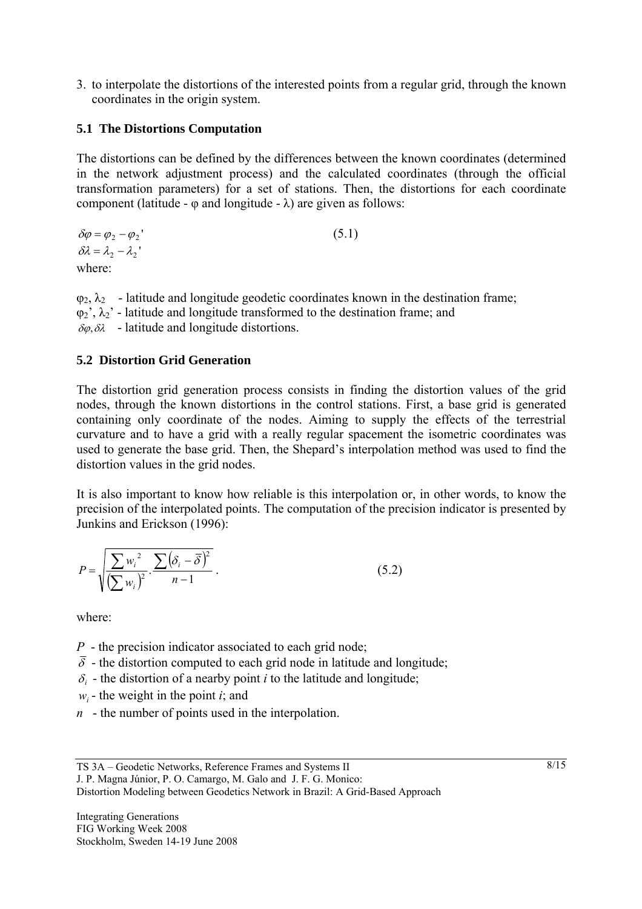3. to interpolate the distortions of the interested points from a regular grid, through the known coordinates in the origin system.

### 5.1 The Distortions Computation

The distortions can be defined by the differences between the known coordinates (determined in the network adjustment process) and the calculated coordinates (through the official transformation parameters) for a set of stations. Then, the distortions for each coordinate component (latitude - $\varphi$ and longitude - $\lambda$) are given as follows:

$$\delta\varphi = \varphi_2 - \varphi_2' \qquad (5.1)$$

$$\delta\lambda = \lambda_2 - \lambda_2'$$

where:

$\varphi_2$, $\lambda_2$ - latitude and longitude geodetic coordinates known in the destination frame;
$\varphi_2'$, $\lambda_2'$ - latitude and longitude transformed to the destination frame; and
$\delta\varphi, \delta\lambda$ - latitude and longitude distortions.

### 5.2 Distortion Grid Generation

The distortion grid generation process consists in finding the distortion values of the grid nodes, through the known distortions in the control stations. First, a base grid is generated containing only coordinate of the nodes. Aiming to supply the effects of the terrestrial curvature and to have a grid with a really regular spacement the isometric coordinates was used to generate the base grid. Then, the Shepard's interpolation method was used to find the distortion values in the grid nodes.

It is also important to know how reliable is this interpolation or, in other words, to know the precision of the interpolated points. The computation of the precision indicator is presented by Junkins and Erickson (1996):

$$P = \sqrt{\frac{\sum w_i^{\,2}}{\left(\sum w_i\right)^2} \cdot \frac{\sum \left(\delta_i - \bar{\delta}\right)^2}{n-1}} \, . \qquad (5.2)$$

where:

$P$ - the precision indicator associated to each grid node;
$\bar{\delta}$ - the distortion computed to each grid node in latitude and longitude;
$\delta_i$ - the distortion of a nearby point $i$ to the latitude and longitude;
$w_i$ - the weight in the point $i$; and
$n$ - the number of points used in the interpolation.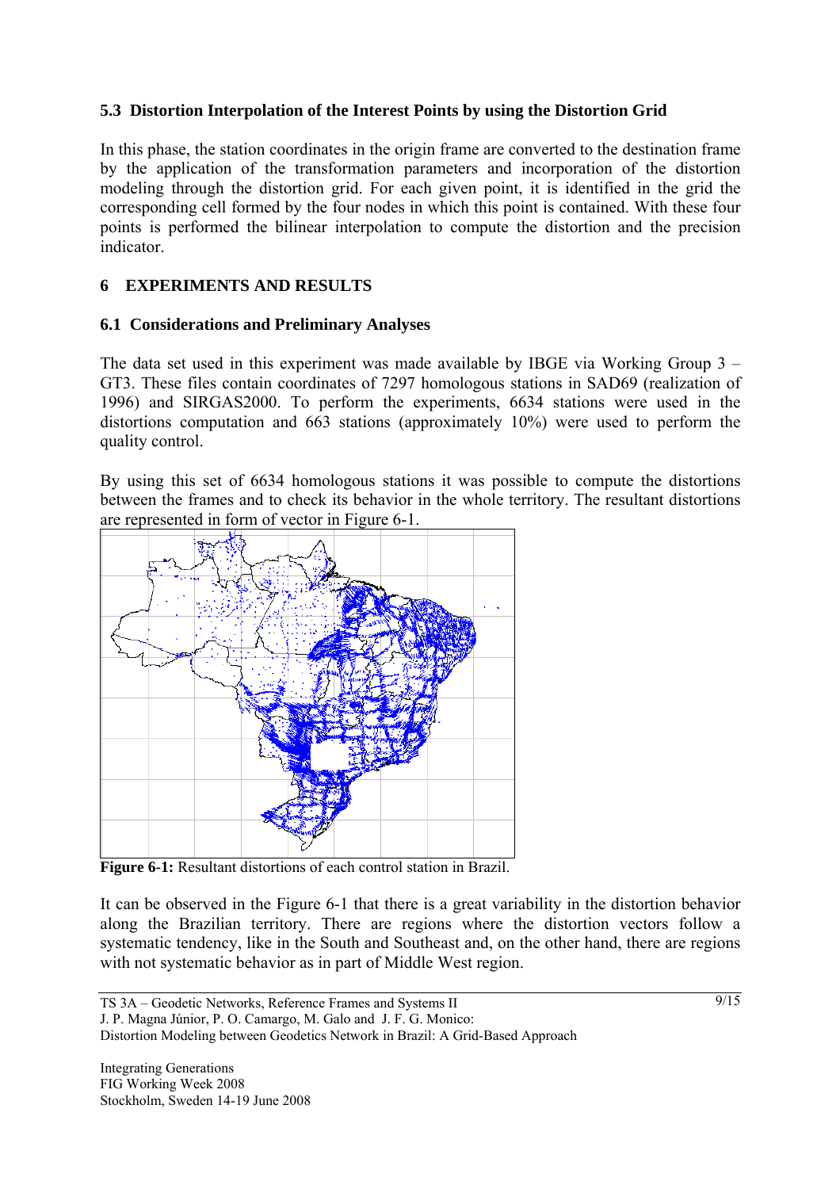### 5.3 Distortion Interpolation of the Interest Points by using the Distortion Grid

In this phase, the station coordinates in the origin frame are converted to the destination frame by the application of the transformation parameters and incorporation of the distortion modeling through the distortion grid. For each given point, it is identified in the grid the corresponding cell formed by the four nodes in which this point is contained. With these four points is performed the bilinear interpolation to compute the distortion and the precision indicator.

## 6 EXPERIMENTS AND RESULTS

### 6.1 Considerations and Preliminary Analyses

The data set used in this experiment was made available by IBGE via Working Group 3 – GT3. These files contain coordinates of 7297 homologous stations in SAD69 (realization of 1996) and SIRGAS2000. To perform the experiments, 6634 stations were used in the distortions computation and 663 stations (approximately 10%) were used to perform the quality control.

By using this set of 6634 homologous stations it was possible to compute the distortions between the frames and to check its behavior in the whole territory. The resultant distortions are represented in form of vector in Figure 6-1.

**Figure 6-1:** Resultant distortions of each control station in Brazil.

It can be observed in the Figure 6-1 that there is a great variability in the distortion behavior along the Brazilian territory. There are regions where the distortion vectors follow a systematic tendency, like in the South and Southeast and, on the other hand, there are regions with not systematic behavior as in part of Middle West region.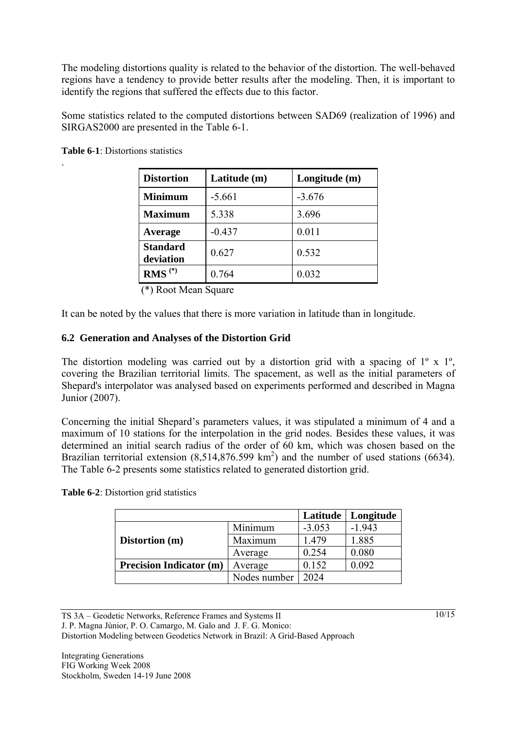The modeling distortions quality is related to the behavior of the distortion. The well-behaved regions have a tendency to provide better results after the modeling. Then, it is important to identify the regions that suffered the effects due to this factor.

Some statistics related to the computed distortions between SAD69 (realization of 1996) and SIRGAS2000 are presented in the Table 6-1.

**Table 6-1**: Distortions statistics

.

| **Distortion** | **Latitude (m)** | **Longitude (m)** |
|---|---|---|
| **Minimum** | -5.661 | -3.676 |
| **Maximum** | 5.338 | 3.696 |
| **Average** | -0.437 | 0.011 |
| **Standard deviation** | 0.627 | 0.532 |
| **RMS (*)** | 0.764 | 0.032 |

(*) Root Mean Square

It can be noted by the values that there is more variation in latitude than in longitude.

### 6.2 Generation and Analyses of the Distortion Grid

The distortion modeling was carried out by a distortion grid with a spacing of 1º x 1º, covering the Brazilian territorial limits. The spacement, as well as the initial parameters of Shepard's interpolator was analysed based on experiments performed and described in Magna Junior (2007).

Concerning the initial Shepard's parameters values, it was stipulated a minimum of 4 and a maximum of 10 stations for the interpolation in the grid nodes. Besides these values, it was determined an initial search radius of the order of 60 km, which was chosen based on the Brazilian territorial extension (8,514,876.599 $km^2$) and the number of used stations (6634). The Table 6-2 presents some statistics related to generated distortion grid.

**Table 6-2**: Distortion grid statistics

| | | **Latitude** | **Longitude** |
|---|---|---|---|
| **Distortion (m)** | Minimum | -3.053 | -1.943 |
| | Maximum | 1.479 | 1.885 |
| | Average | 0.254 | 0.080 |
| **Precision Indicator (m)** | Average | 0.152 | 0.092 |
| | Nodes number | 2024 | |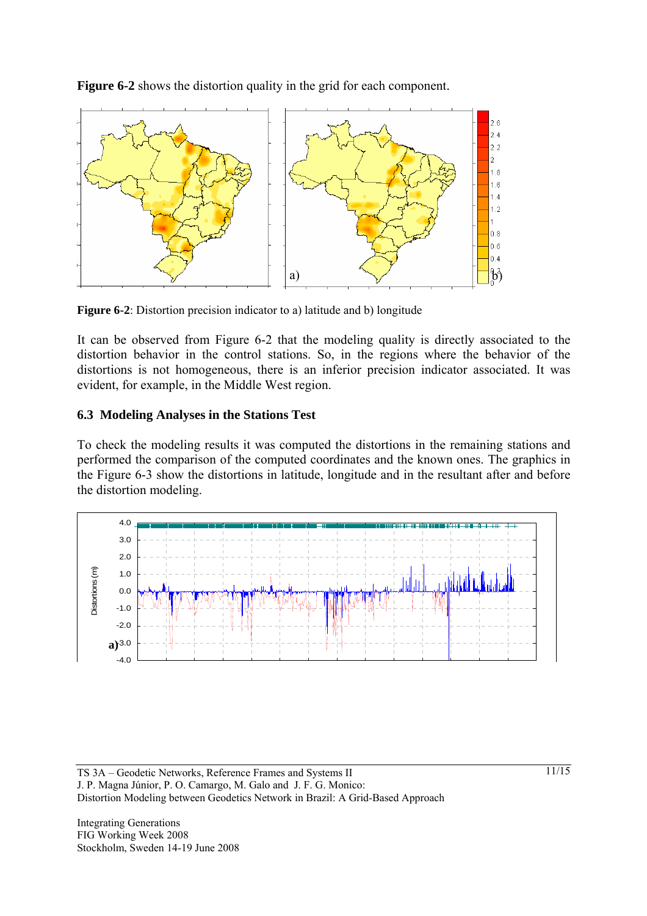**Figure 6-2** shows the distortion quality in the grid for each component.

**Figure 6-2**: Distortion precision indicator to a) latitude and b) longitude

It can be observed from Figure 6-2 that the modeling quality is directly associated to the distortion behavior in the control stations. So, in the regions where the behavior of the distortions is not homogeneous, there is an inferior precision indicator associated. It was evident, for example, in the Middle West region.

### 6.3 Modeling Analyses in the Stations Test

To check the modeling results it was computed the distortions in the remaining stations and performed the comparison of the computed coordinates and the known ones. The graphics in the Figure 6-3 show the distortions in latitude, longitude and in the resultant after and before the distortion modeling.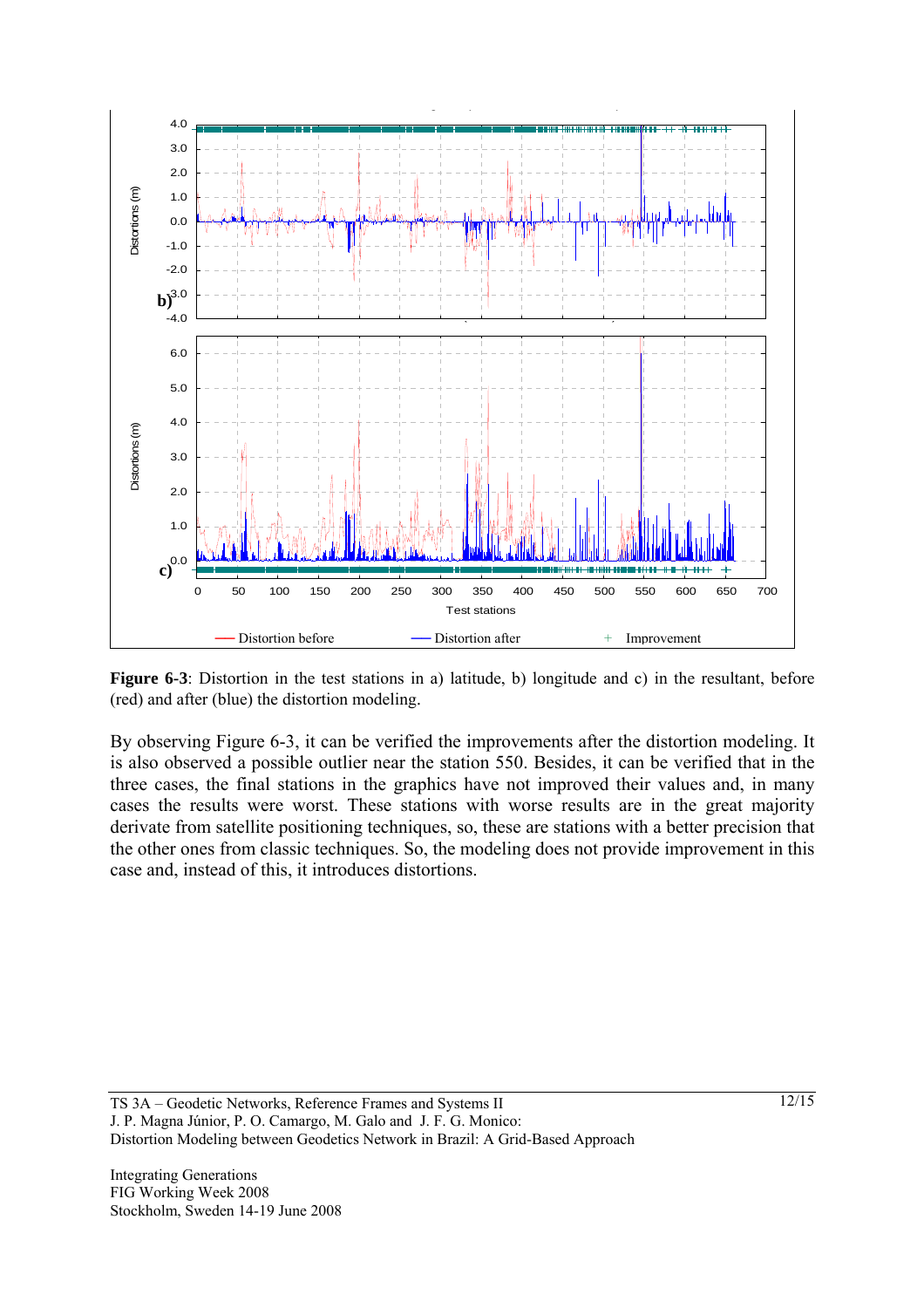**Figure 6-3**: Distortion in the test stations in a) latitude, b) longitude and c) in the resultant, before (red) and after (blue) the distortion modeling.

By observing Figure 6-3, it can be verified the improvements after the distortion modeling. It is also observed a possible outlier near the station 550. Besides, it can be verified that in the three cases, the final stations in the graphics have not improved their values and, in many cases the results were worst. These stations with worse results are in the great majority derivate from satellite positioning techniques, so, these are stations with a better precision that the other ones from classic techniques. So, the modeling does not provide improvement in this case and, instead of this, it introduces distortions.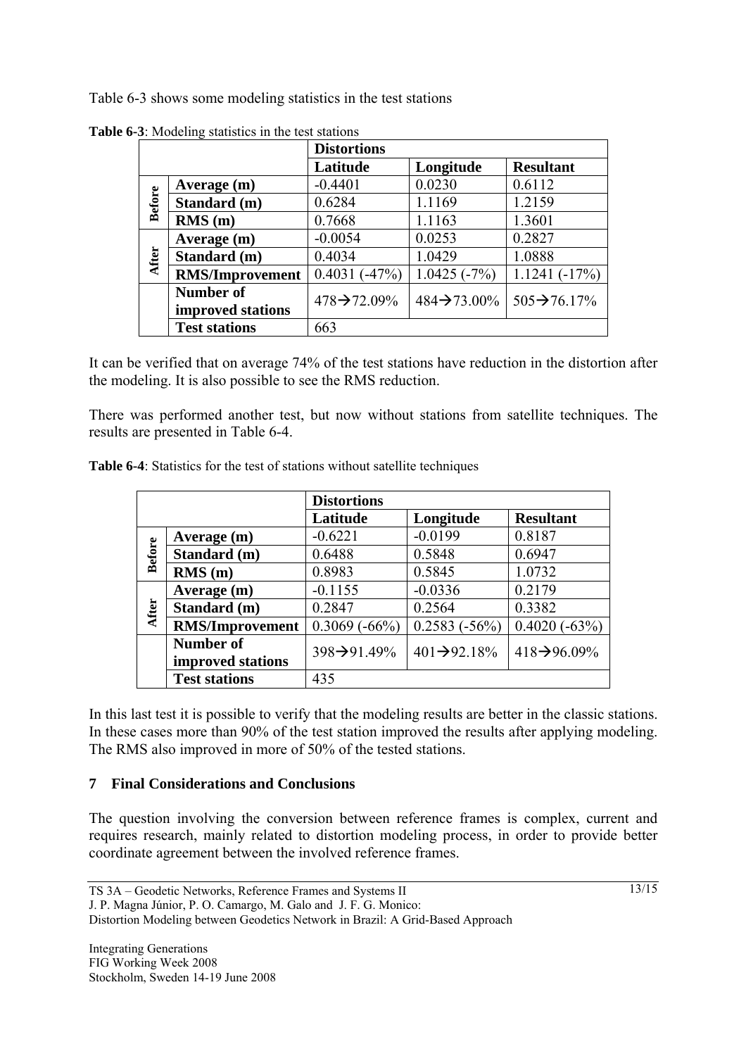Table 6-3 shows some modeling statistics in the test stations

**Table 6-3**: Modeling statistics in the test stations

| | | Distortions | | |
|---|---|---|---|---|
| | | **Latitude** | **Longitude** | **Resultant** |
| **Before** | **Average (m)** | -0.4401 | 0.0230 | 0.6112 |
| | **Standard (m)** | 0.6284 | 1.1169 | 1.2159 |
| | **RMS (m)** | 0.7668 | 1.1163 | 1.3601 |
| **After** | **Average (m)** | -0.0054 | 0.0253 | 0.2827 |
| | **Standard (m)** | 0.4034 | 1.0429 | 1.0888 |
| | **RMS/Improvement** | 0.4031 (-47%) | 1.0425 (-7%) | 1.1241 (-17%) |
| | **Number of improved stations** | 478→72.09% | 484→73.00% | 505→76.17% |
| | **Test stations** | 663 | | |

It can be verified that on average 74% of the test stations have reduction in the distortion after the modeling. It is also possible to see the RMS reduction.

There was performed another test, but now without stations from satellite techniques. The results are presented in Table 6-4.

**Table 6-4**: Statistics for the test of stations without satellite techniques

| | | Distortions | | |
|---|---|---|---|---|
| | | **Latitude** | **Longitude** | **Resultant** |
| **Before** | **Average (m)** | -0.6221 | -0.0199 | 0.8187 |
| | **Standard (m)** | 0.6488 | 0.5848 | 0.6947 |
| | **RMS (m)** | 0.8983 | 0.5845 | 1.0732 |
| **After** | **Average (m)** | -0.1155 | -0.0336 | 0.2179 |
| | **Standard (m)** | 0.2847 | 0.2564 | 0.3382 |
| | **RMS/Improvement** | 0.3069 (-66%) | 0.2583 (-56%) | 0.4020 (-63%) |
| | **Number of improved stations** | 398→91.49% | 401→92.18% | 418→96.09% |
| | **Test stations** | 435 | | |

In this last test it is possible to verify that the modeling results are better in the classic stations. In these cases more than 90% of the test station improved the results after applying modeling. The RMS also improved in more of 50% of the tested stations.

## 7 Final Considerations and Conclusions

The question involving the conversion between reference frames is complex, current and requires research, mainly related to distortion modeling process, in order to provide better coordinate agreement between the involved reference frames.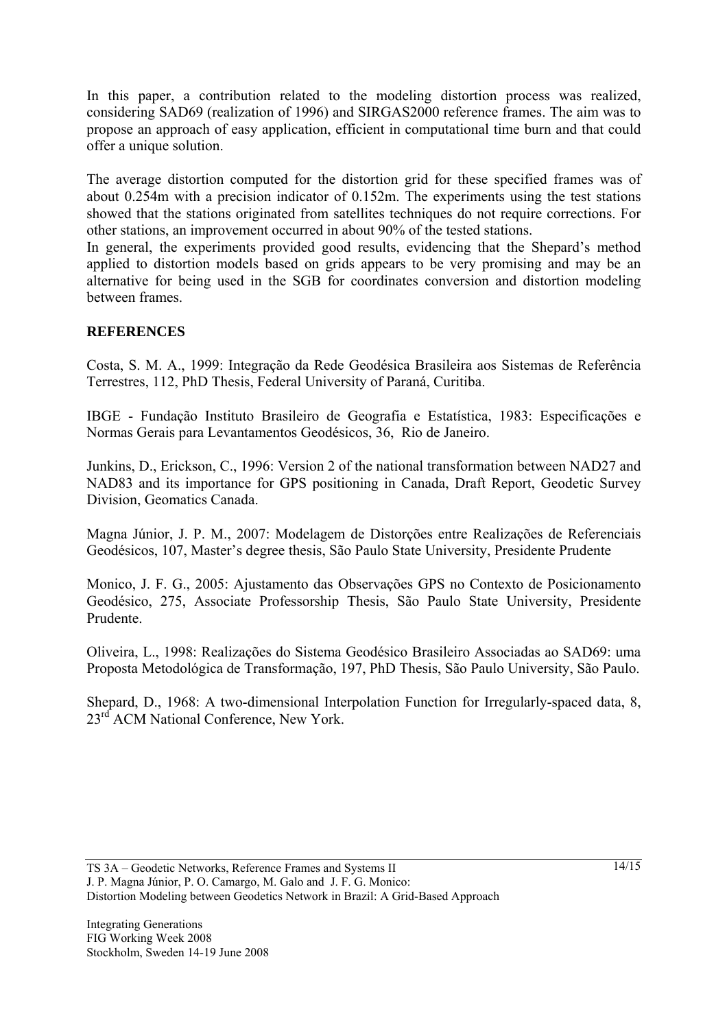In this paper, a contribution related to the modeling distortion process was realized, considering SAD69 (realization of 1996) and SIRGAS2000 reference frames. The aim was to propose an approach of easy application, efficient in computational time burn and that could offer a unique solution.

The average distortion computed for the distortion grid for these specified frames was of about 0.254m with a precision indicator of 0.152m. The experiments using the test stations showed that the stations originated from satellites techniques do not require corrections. For other stations, an improvement occurred in about 90% of the tested stations.

In general, the experiments provided good results, evidencing that the Shepard's method applied to distortion models based on grids appears to be very promising and may be an alternative for being used in the SGB for coordinates conversion and distortion modeling between frames.

## REFERENCES

Costa, S. M. A., 1999: Integração da Rede Geodésica Brasileira aos Sistemas de Referência Terrestres, 112, PhD Thesis, Federal University of Paraná, Curitiba.

IBGE - Fundação Instituto Brasileiro de Geografia e Estatística, 1983: Especificações e Normas Gerais para Levantamentos Geodésicos, 36, Rio de Janeiro.

Junkins, D., Erickson, C., 1996: Version 2 of the national transformation between NAD27 and NAD83 and its importance for GPS positioning in Canada, Draft Report, Geodetic Survey Division, Geomatics Canada.

Magna Júnior, J. P. M., 2007: Modelagem de Distorções entre Realizações de Referenciais Geodésicos, 107, Master's degree thesis, São Paulo State University, Presidente Prudente

Monico, J. F. G., 2005: Ajustamento das Observações GPS no Contexto de Posicionamento Geodésico, 275, Associate Professorship Thesis, São Paulo State University, Presidente Prudente.

Oliveira, L., 1998: Realizações do Sistema Geodésico Brasileiro Associadas ao SAD69: uma Proposta Metodológica de Transformação, 197, PhD Thesis, São Paulo University, São Paulo.

Shepard, D., 1968: A two-dimensional Interpolation Function for Irregularly-spaced data, 8, 23rd ACM National Conference, New York.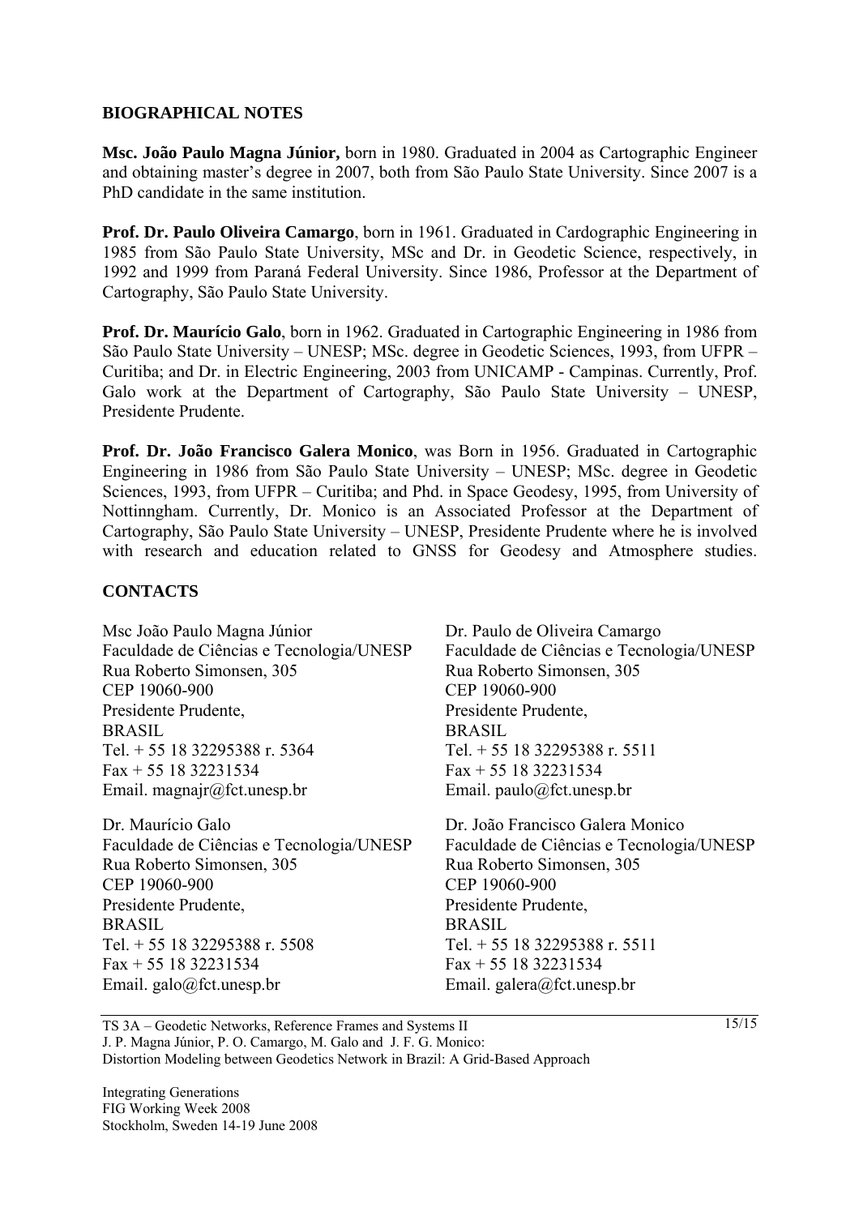## BIOGRAPHICAL NOTES

**Msc. João Paulo Magna Júnior,** born in 1980. Graduated in 2004 as Cartographic Engineer and obtaining master's degree in 2007, both from São Paulo State University. Since 2007 is a PhD candidate in the same institution.

**Prof. Dr. Paulo Oliveira Camargo**, born in 1961. Graduated in Cardographic Engineering in 1985 from São Paulo State University, MSc and Dr. in Geodetic Science, respectively, in 1992 and 1999 from Paraná Federal University. Since 1986, Professor at the Department of Cartography, São Paulo State University.

**Prof. Dr. Maurício Galo**, born in 1962. Graduated in Cartographic Engineering in 1986 from São Paulo State University – UNESP; MSc. degree in Geodetic Sciences, 1993, from UFPR – Curitiba; and Dr. in Electric Engineering, 2003 from UNICAMP - Campinas. Currently, Prof. Galo work at the Department of Cartography, São Paulo State University – UNESP, Presidente Prudente.

**Prof. Dr. João Francisco Galera Monico**, was Born in 1956. Graduated in Cartographic Engineering in 1986 from São Paulo State University – UNESP; MSc. degree in Geodetic Sciences, 1993, from UFPR – Curitiba; and Phd. in Space Geodesy, 1995, from University of Nottinngham. Currently, Dr. Monico is an Associated Professor at the Department of Cartography, São Paulo State University – UNESP, Presidente Prudente where he is involved with research and education related to GNSS for Geodesy and Atmosphere studies.

## CONTACTS

Msc João Paulo Magna Júnior
Faculdade de Ciências e Tecnologia/UNESP
Rua Roberto Simonsen, 305
CEP 19060-900
Presidente Prudente,
BRASIL
Tel. + 55 18 32295388 r. 5364
Fax + 55 18 32231534
Email. magnajr@fct.unesp.br

Dr. Paulo de Oliveira Camargo
Faculdade de Ciências e Tecnologia/UNESP
Rua Roberto Simonsen, 305
CEP 19060-900
Presidente Prudente,
BRASIL
Tel. + 55 18 32295388 r. 5511
Fax + 55 18 32231534
Email. paulo@fct.unesp.br

Dr. Maurício Galo
Faculdade de Ciências e Tecnologia/UNESP
Rua Roberto Simonsen, 305
CEP 19060-900
Presidente Prudente,
BRASIL
Tel. + 55 18 32295388 r. 5508
Fax + 55 18 32231534
Email. galo@fct.unesp.br

Dr. João Francisco Galera Monico
Faculdade de Ciências e Tecnologia/UNESP
Rua Roberto Simonsen, 305
CEP 19060-900
Presidente Prudente,
BRASIL
Tel. + 55 18 32295388 r. 5511
Fax + 55 18 32231534
Email. galera@fct.unesp.br